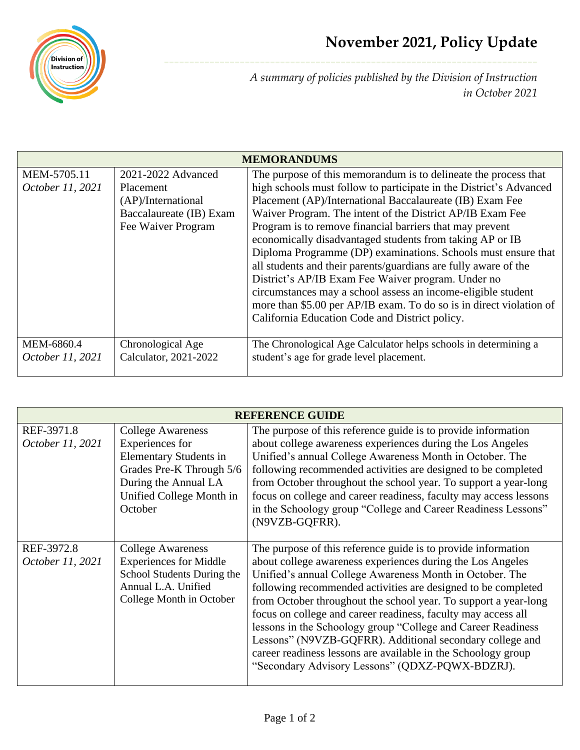# November 2021, Policy Update

*A summary of policies published by the Division of Instruction in October 2021*

| MEMORANDUMS | | |
|---|---|---|
| MEM-5705.11 *October 11, 2021* | 2021-2022 Advanced Placement (AP)/International Baccalaureate (IB) Exam Fee Waiver Program | The purpose of this memorandum is to delineate the process that high schools must follow to participate in the District's Advanced Placement (AP)/International Baccalaureate (IB) Exam Fee Waiver Program. The intent of the District AP/IB Exam Fee Program is to remove financial barriers that may prevent economically disadvantaged students from taking AP or IB Diploma Programme (DP) examinations. Schools must ensure that all students and their parents/guardians are fully aware of the District's AP/IB Exam Fee Waiver program. Under no circumstances may a school assess an income-eligible student more than $5.00 per AP/IB exam. To do so is in direct violation of California Education Code and District policy. |
| MEM-6860.4 *October 11, 2021* | Chronological Age Calculator, 2021-2022 | The Chronological Age Calculator helps schools in determining a student's age for grade level placement. |

| REFERENCE GUIDE | | |
|---|---|---|
| REF-3971.8 *October 11, 2021* | College Awareness Experiences for Elementary Students in Grades Pre-K Through 5/6 During the Annual LA Unified College Month in October | The purpose of this reference guide is to provide information about college awareness experiences during the Los Angeles Unified's annual College Awareness Month in October. The following recommended activities are designed to be completed from October throughout the school year. To support a year-long focus on college and career readiness, faculty may access lessons in the Schoology group "College and Career Readiness Lessons" (N9VZB-GQFRR). |
| REF-3972.8 *October 11, 2021* | College Awareness Experiences for Middle School Students During the Annual L.A. Unified College Month in October | The purpose of this reference guide is to provide information about college awareness experiences during the Los Angeles Unified's annual College Awareness Month in October. The following recommended activities are designed to be completed from October throughout the school year. To support a year-long focus on college and career readiness, faculty may access all lessons in the Schoology group "College and Career Readiness Lessons" (N9VZB-GQFRR). Additional secondary college and career readiness lessons are available in the Schoology group "Secondary Advisory Lessons" (QDXZ-PQWX-BDZRJ). |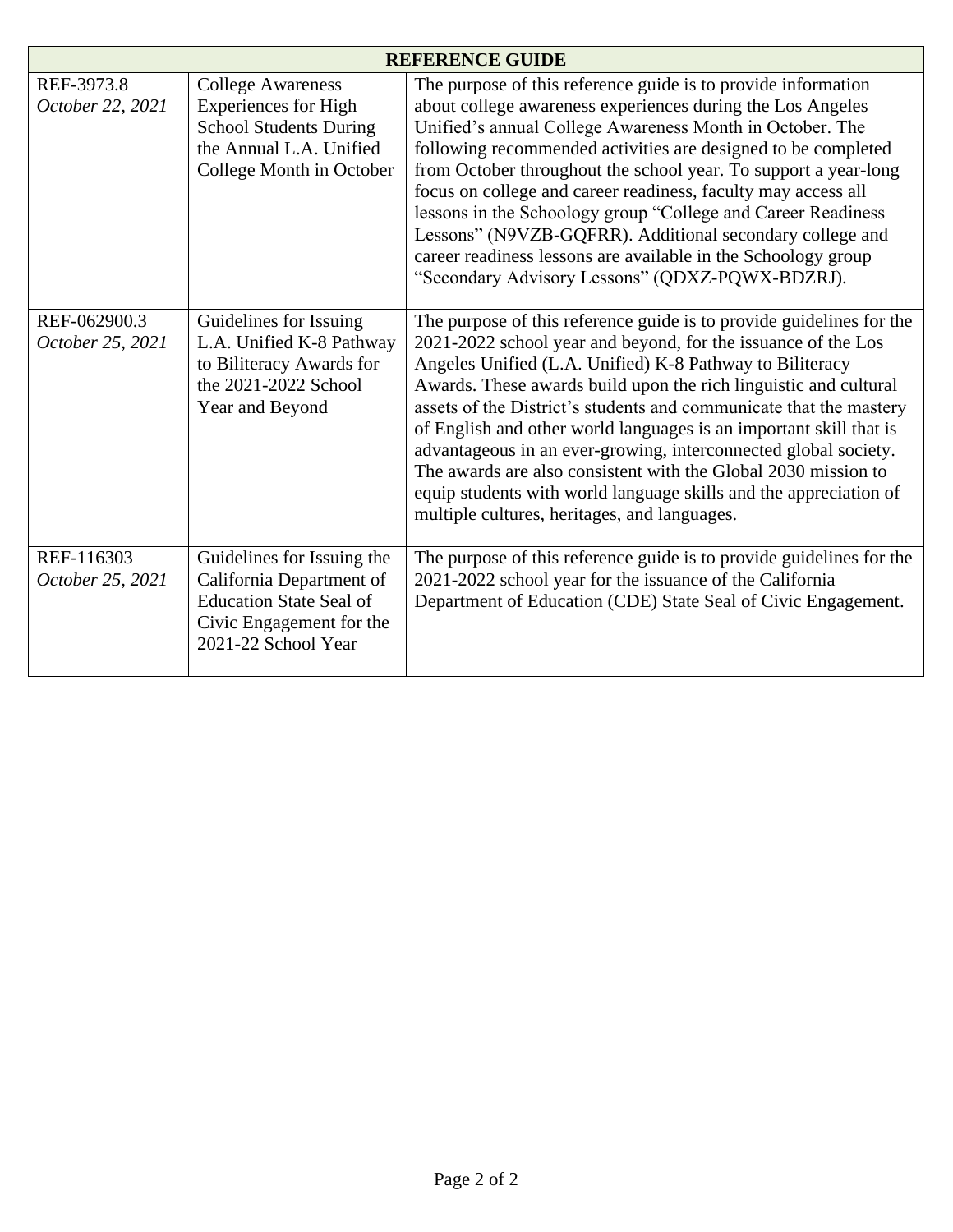| REFERENCE GUIDE | | |
|---|---|---|
| REF-3973.8 *October 22, 2021* | College Awareness Experiences for High School Students During the Annual L.A. Unified College Month in October | The purpose of this reference guide is to provide information about college awareness experiences during the Los Angeles Unified's annual College Awareness Month in October. The following recommended activities are designed to be completed from October throughout the school year. To support a year-long focus on college and career readiness, faculty may access all lessons in the Schoology group "College and Career Readiness Lessons" (N9VZB-GQFRR). Additional secondary college and career readiness lessons are available in the Schoology group "Secondary Advisory Lessons" (QDXZ-PQWX-BDZRJ). |
| REF-062900.3 *October 25, 2021* | Guidelines for Issuing L.A. Unified K-8 Pathway to Biliteracy Awards for the 2021-2022 School Year and Beyond | The purpose of this reference guide is to provide guidelines for the 2021-2022 school year and beyond, for the issuance of the Los Angeles Unified (L.A. Unified) K-8 Pathway to Biliteracy Awards. These awards build upon the rich linguistic and cultural assets of the District's students and communicate that the mastery of English and other world languages is an important skill that is advantageous in an ever-growing, interconnected global society. The awards are also consistent with the Global 2030 mission to equip students with world language skills and the appreciation of multiple cultures, heritages, and languages. |
| REF-116303 *October 25, 2021* | Guidelines for Issuing the California Department of Education State Seal of Civic Engagement for the 2021-22 School Year | The purpose of this reference guide is to provide guidelines for the 2021-2022 school year for the issuance of the California Department of Education (CDE) State Seal of Civic Engagement. |